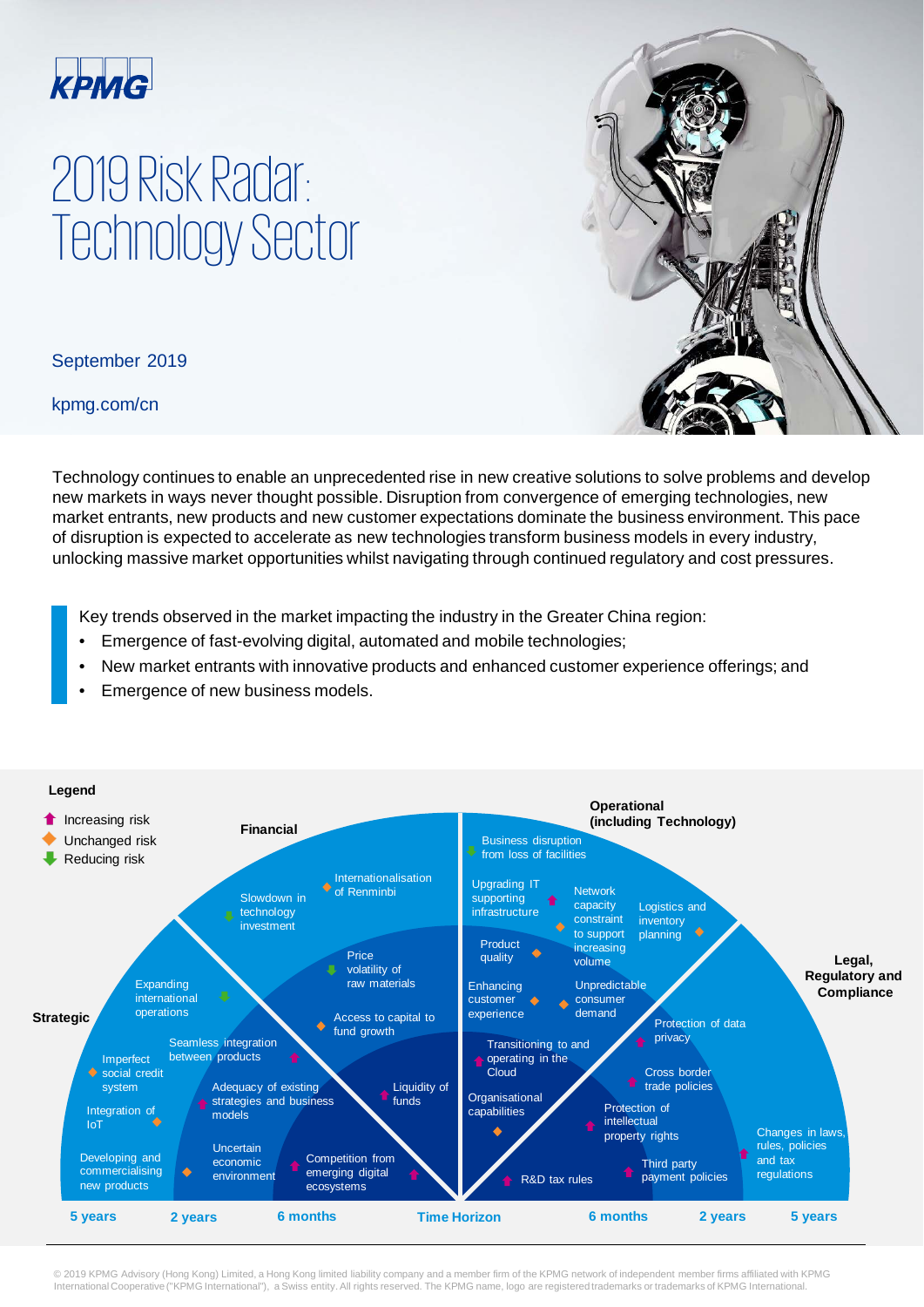KPMG

# 2019 Risk Radar: Technology Sector

September 2019

kpmg.com/cn

Technology continues to enable an unprecedented rise in new creative solutions to solve problems and develop new markets in ways never thought possible. Disruption from convergence of emerging technologies, new market entrants, new products and new customer expectations dominate the business environment. This pace of disruption is expected to accelerate as new technologies transform business models in every industry, unlocking massive market opportunities whilst navigating through continued regulatory and cost pressures.

Key trends observed in the market impacting the industry in the Greater China region:

- Emergence of fast-evolving digital, automated and mobile technologies;
- New market entrants with innovative products and enhanced customer experience offerings; and
- Emergence of new business models.

**Legend**

- Increasing risk
- Unchanged risk
- Reducing risk

**Strategic**

- Expanding international operations
- Imperfect social credit system
- Integration of IoT
- Developing and commercialising new products
- Seamless integration between products
- Adequacy of existing strategies and business models
- Uncertain economic environment
- Competition from emerging digital ecosystems

**Financial**

- Slowdown in technology investment
- Internationalisation of Renminbi
- Price volatility of raw materials
- Access to capital to fund growth
- Liquidity of funds

**Operational (including Technology)**

- Business disruption from loss of facilities
- Upgrading IT supporting infrastructure
- Network capacity constraint to support increasing volume
- Logistics and inventory planning
- Product quality
- Enhancing customer experience
- Unpredictable consumer demand
- Transitioning to and operating in the Cloud
- Organisational capabilities

**Legal, Regulatory and Compliance**

- Protection of data privacy
- Cross border trade policies
- Protection of intellectual property rights
- Changes in laws, rules, policies and tax regulations
- Third party payment policies
- R&D tax rules

Time Horizon: 5 years | 2 years | 6 months | Time Horizon | 6 months | 2 years | 5 years

© 2019 KPMG Advisory (Hong Kong) Limited, a Hong Kong limited liability company and a member firm of the KPMG network of independent member firms affiliated with KPMG International Cooperative ("KPMG International"), a Swiss entity. All rights reserved. The KPMG name, logo are registered trademarks or trademarks of KPMG International.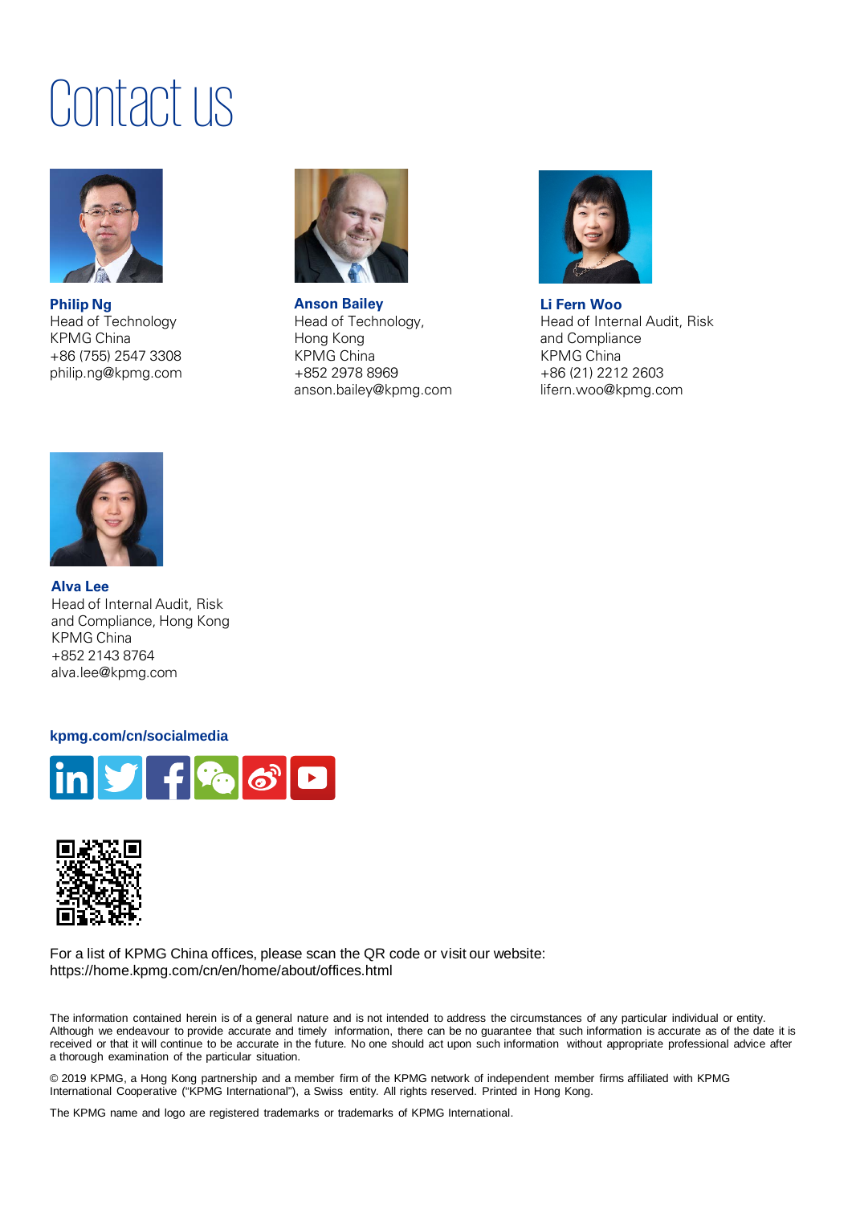# Contact us

**Philip Ng**
Head of Technology
KPMG China
+86 (755) 2547 3308
philip.ng@kpmg.com

**Anson Bailey**
Head of Technology,
Hong Kong
KPMG China
+852 2978 8969
anson.bailey@kpmg.com

**Li Fern Woo**
Head of Internal Audit, Risk
and Compliance
KPMG China
+86 (21) 2212 2603
lifern.woo@kpmg.com

**Alva Lee**
Head of Internal Audit, Risk
and Compliance, Hong Kong
KPMG China
+852 2143 8764
alva.lee@kpmg.com

**kpmg.com/cn/socialmedia**

For a list of KPMG China offices, please scan the QR code or visit our website:
https://home.kpmg.com/cn/en/home/about/offices.html

The information contained herein is of a general nature and is not intended to address the circumstances of any particular individual or entity. Although we endeavour to provide accurate and timely information, there can be no guarantee that such information is accurate as of the date it is received or that it will continue to be accurate in the future. No one should act upon such information without appropriate professional advice after a thorough examination of the particular situation.

© 2019 KPMG, a Hong Kong partnership and a member firm of the KPMG network of independent member firms affiliated with KPMG International Cooperative ("KPMG International"), a Swiss entity. All rights reserved. Printed in Hong Kong.

The KPMG name and logo are registered trademarks or trademarks of KPMG International.